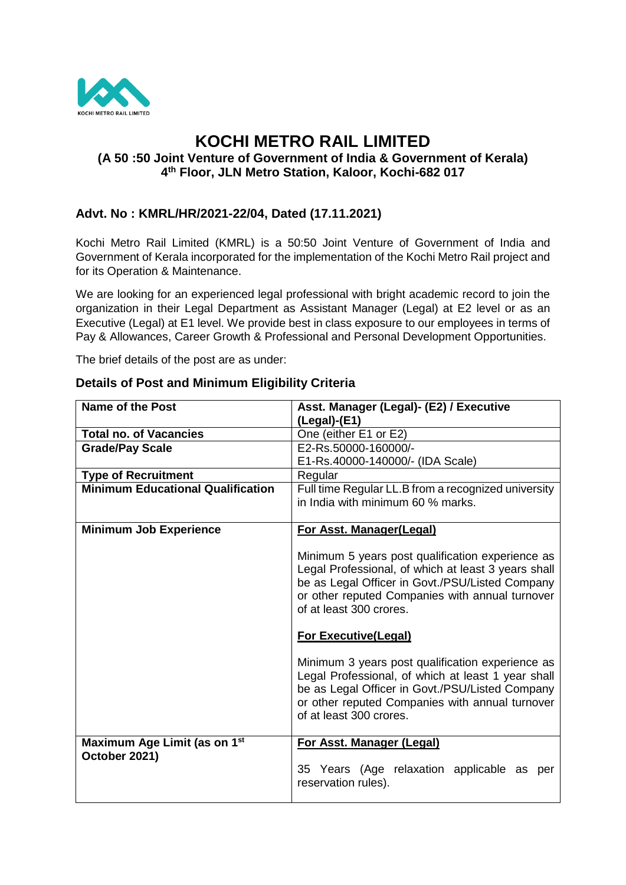# KOCHI METRO RAIL LIMITED

### (A 50 :50 Joint Venture of Government of India & Government of Kerala)
### 4th Floor, JLN Metro Station, Kaloor, Kochi-682 017

## Advt. No : KMRL/HR/2021-22/04, Dated (17.11.2021)

Kochi Metro Rail Limited (KMRL) is a 50:50 Joint Venture of Government of India and Government of Kerala incorporated for the implementation of the Kochi Metro Rail project and for its Operation & Maintenance.

We are looking for an experienced legal professional with bright academic record to join the organization in their Legal Department as Assistant Manager (Legal) at E2 level or as an Executive (Legal) at E1 level. We provide best in class exposure to our employees in terms of Pay & Allowances, Career Growth & Professional and Personal Development Opportunities.

The brief details of the post are as under:

### Details of Post and Minimum Eligibility Criteria

| **Name of the Post** | **Asst. Manager (Legal)- (E2) / Executive (Legal)-(E1)** |
|---|---|
| **Total no. of Vacancies** | One (either E1 or E2) |
| **Grade/Pay Scale** | E2-Rs.50000-160000/-<br>E1-Rs.40000-140000/- (IDA Scale) |
| **Type of Recruitment** | Regular |
| **Minimum Educational Qualification** | Full time Regular LL.B from a recognized university in India with minimum 60 % marks. |
| **Minimum Job Experience** | **For Asst. Manager(Legal)**<br><br>Minimum 5 years post qualification experience as Legal Professional, of which at least 3 years shall be as Legal Officer in Govt./PSU/Listed Company or other reputed Companies with annual turnover of at least 300 crores.<br><br>**For Executive(Legal)**<br><br>Minimum 3 years post qualification experience as Legal Professional, of which at least 1 year shall be as Legal Officer in Govt./PSU/Listed Company or other reputed Companies with annual turnover of at least 300 crores. |
| **Maximum Age Limit (as on 1st October 2021)** | **For Asst. Manager (Legal)**<br><br>35 Years (Age relaxation applicable as per reservation rules). |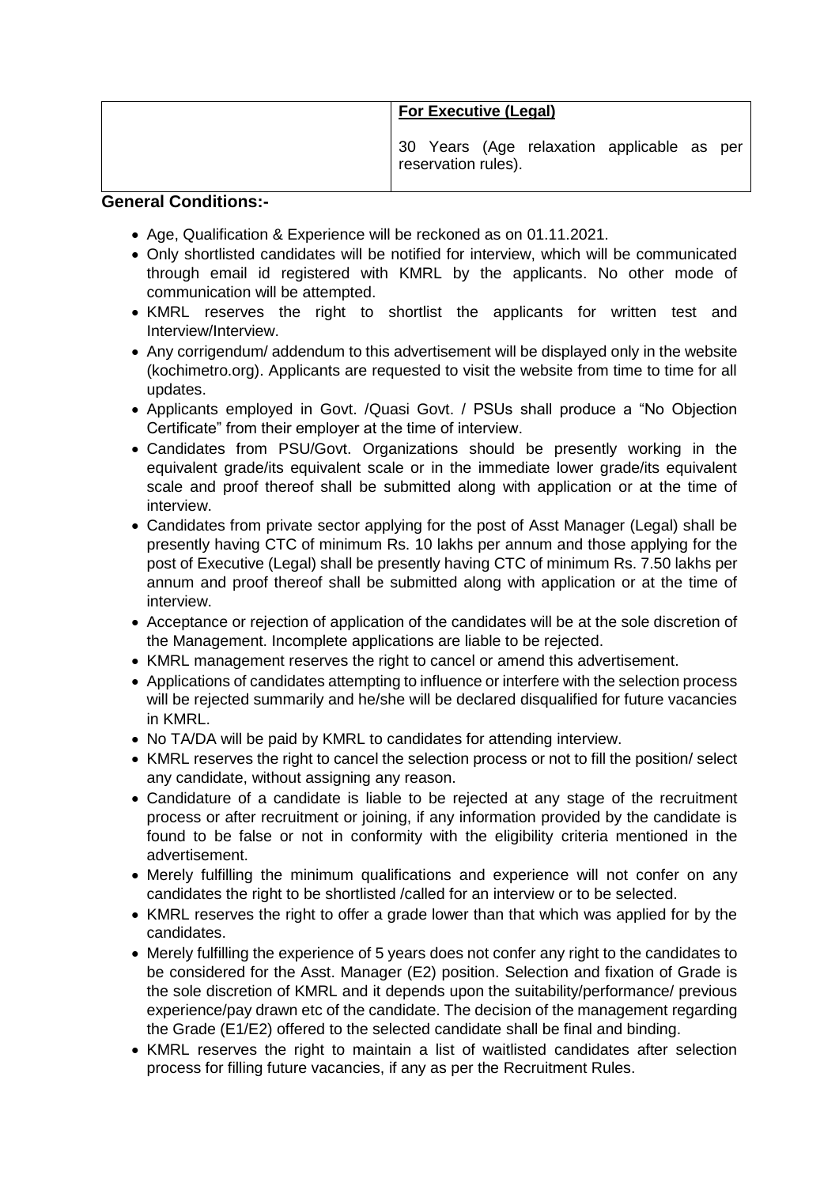|  | **For Executive (Legal)**<br><br>30 Years (Age relaxation applicable as per reservation rules). |
|---|---|

**General Conditions:-**

- Age, Qualification & Experience will be reckoned as on 01.11.2021.
- Only shortlisted candidates will be notified for interview, which will be communicated through email id registered with KMRL by the applicants. No other mode of communication will be attempted.
- KMRL reserves the right to shortlist the applicants for written test and Interview/Interview.
- Any corrigendum/ addendum to this advertisement will be displayed only in the website (kochimetro.org). Applicants are requested to visit the website from time to time for all updates.
- Applicants employed in Govt. /Quasi Govt. / PSUs shall produce a "No Objection Certificate" from their employer at the time of interview.
- Candidates from PSU/Govt. Organizations should be presently working in the equivalent grade/its equivalent scale or in the immediate lower grade/its equivalent scale and proof thereof shall be submitted along with application or at the time of interview.
- Candidates from private sector applying for the post of Asst Manager (Legal) shall be presently having CTC of minimum Rs. 10 lakhs per annum and those applying for the post of Executive (Legal) shall be presently having CTC of minimum Rs. 7.50 lakhs per annum and proof thereof shall be submitted along with application or at the time of interview.
- Acceptance or rejection of application of the candidates will be at the sole discretion of the Management. Incomplete applications are liable to be rejected.
- KMRL management reserves the right to cancel or amend this advertisement.
- Applications of candidates attempting to influence or interfere with the selection process will be rejected summarily and he/she will be declared disqualified for future vacancies in KMRL.
- No TA/DA will be paid by KMRL to candidates for attending interview.
- KMRL reserves the right to cancel the selection process or not to fill the position/ select any candidate, without assigning any reason.
- Candidature of a candidate is liable to be rejected at any stage of the recruitment process or after recruitment or joining, if any information provided by the candidate is found to be false or not in conformity with the eligibility criteria mentioned in the advertisement.
- Merely fulfilling the minimum qualifications and experience will not confer on any candidates the right to be shortlisted /called for an interview or to be selected.
- KMRL reserves the right to offer a grade lower than that which was applied for by the candidates.
- Merely fulfilling the experience of 5 years does not confer any right to the candidates to be considered for the Asst. Manager (E2) position. Selection and fixation of Grade is the sole discretion of KMRL and it depends upon the suitability/performance/ previous experience/pay drawn etc of the candidate. The decision of the management regarding the Grade (E1/E2) offered to the selected candidate shall be final and binding.
- KMRL reserves the right to maintain a list of waitlisted candidates after selection process for filling future vacancies, if any as per the Recruitment Rules.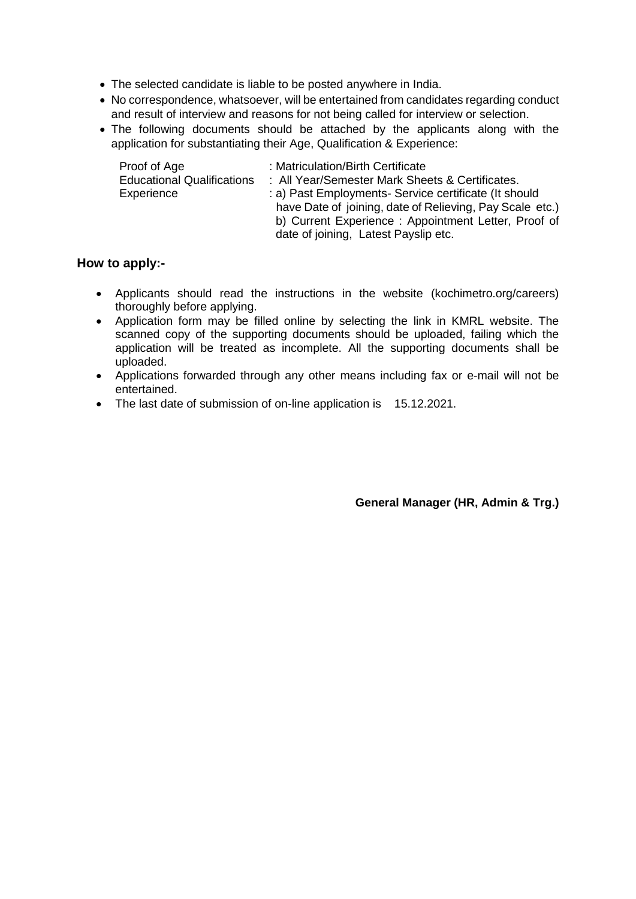- The selected candidate is liable to be posted anywhere in India.
- No correspondence, whatsoever, will be entertained from candidates regarding conduct and result of interview and reasons for not being called for interview or selection.
- The following documents should be attached by the applicants along with the application for substantiating their Age, Qualification & Experience:

| | |
|---|---|
| Proof of Age | : Matriculation/Birth Certificate |
| Educational Qualifications | : All Year/Semester Mark Sheets & Certificates. |
| Experience | : a) Past Employments- Service certificate (It should have Date of joining, date of Relieving, Pay Scale etc.) b) Current Experience : Appointment Letter, Proof of date of joining, Latest Payslip etc. |

## How to apply:-

- Applicants should read the instructions in the website (kochimetro.org/careers) thoroughly before applying.
- Application form may be filled online by selecting the link in KMRL website. The scanned copy of the supporting documents should be uploaded, failing which the application will be treated as incomplete. All the supporting documents shall be uploaded.
- Applications forwarded through any other means including fax or e-mail will not be entertained.
- The last date of submission of on-line application is 15.12.2021.

**General Manager (HR, Admin & Trg.)**